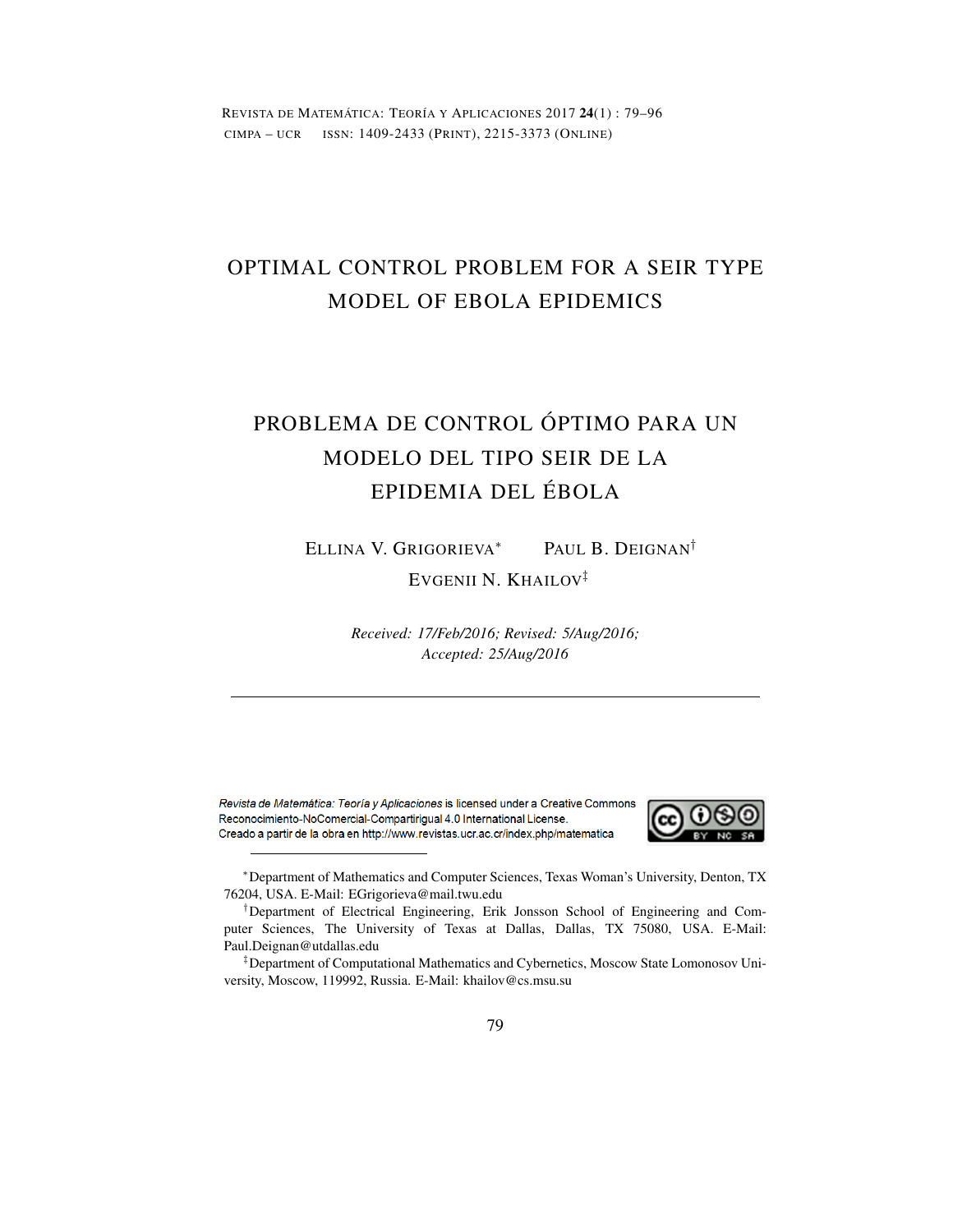# OPTIMAL CONTROL PROBLEM FOR A SEIR TYPE MODEL OF EBOLA EPIDEMICS

# PROBLEMA DE CONTROL ÓPTIMO PARA UN MODELO DEL TIPO SEIR DE LA EPIDEMIA DEL ÉBOLA

ELLINA V. GRIGORIEVA[*] PAUL B. DEIGNAN[†]

EVGENII N. KHAILOV[‡]

*Received: 17/Feb/2016; Revised: 5/Aug/2016; Accepted: 25/Aug/2016*

---

*Revista de Matemática: Teoría y Aplicaciones* is licensed under a Creative Commons Reconocimiento-NoComercial-Compartirigual 4.0 International License.
Creado a partir de la obra en http://www.revistas.ucr.ac.cr/index.php/matematica

---

[*] Department of Mathematics and Computer Sciences, Texas Woman's University, Denton, TX 76204, USA. E-Mail: EGrigorieva@mail.twu.edu

[†] Department of Electrical Engineering, Erik Jonsson School of Engineering and Computer Sciences, The University of Texas at Dallas, Dallas, TX 75080, USA. E-Mail: Paul.Deignan@utdallas.edu

[‡] Department of Computational Mathematics and Cybernetics, Moscow State Lomonosov University, Moscow, 119992, Russia. E-Mail: khailov@cs.msu.su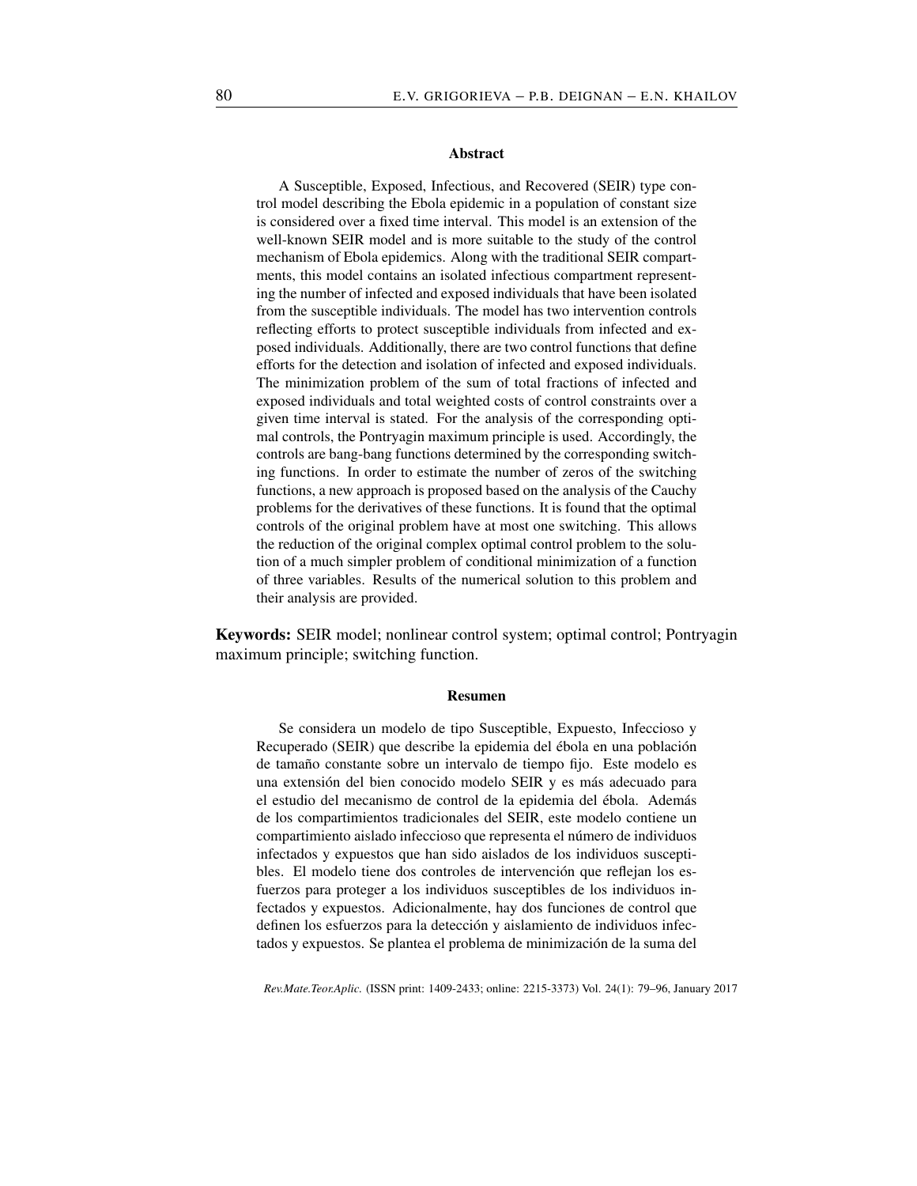### Abstract

A Susceptible, Exposed, Infectious, and Recovered (SEIR) type control model describing the Ebola epidemic in a population of constant size is considered over a fixed time interval. This model is an extension of the well-known SEIR model and is more suitable to the study of the control mechanism of Ebola epidemics. Along with the traditional SEIR compartments, this model contains an isolated infectious compartment representing the number of infected and exposed individuals that have been isolated from the susceptible individuals. The model has two intervention controls reflecting efforts to protect susceptible individuals from infected and exposed individuals. Additionally, there are two control functions that define efforts for the detection and isolation of infected and exposed individuals. The minimization problem of the sum of total fractions of infected and exposed individuals and total weighted costs of control constraints over a given time interval is stated. For the analysis of the corresponding optimal controls, the Pontryagin maximum principle is used. Accordingly, the controls are bang-bang functions determined by the corresponding switching functions. In order to estimate the number of zeros of the switching functions, a new approach is proposed based on the analysis of the Cauchy problems for the derivatives of these functions. It is found that the optimal controls of the original problem have at most one switching. This allows the reduction of the original complex optimal control problem to the solution of a much simpler problem of conditional minimization of a function of three variables. Results of the numerical solution to this problem and their analysis are provided.

**Keywords:** SEIR model; nonlinear control system; optimal control; Pontryagin maximum principle; switching function.

### Resumen

Se considera un modelo de tipo Susceptible, Expuesto, Infeccioso y Recuperado (SEIR) que describe la epidemia del ébola en una población de tamaño constante sobre un intervalo de tiempo fijo. Este modelo es una extensión del bien conocido modelo SEIR y es más adecuado para el estudio del mecanismo de control de la epidemia del ébola. Además de los compartimientos tradicionales del SEIR, este modelo contiene un compartimiento aislado infeccioso que representa el número de individuos infectados y expuestos que han sido aislados de los individuos susceptibles. El modelo tiene dos controles de intervención que reflejan los esfuerzos para proteger a los individuos susceptibles de los individuos infectados y expuestos. Adicionalmente, hay dos funciones de control que definen los esfuerzos para la detección y aislamiento de individuos infectados y expuestos. Se plantea el problema de minimización de la suma del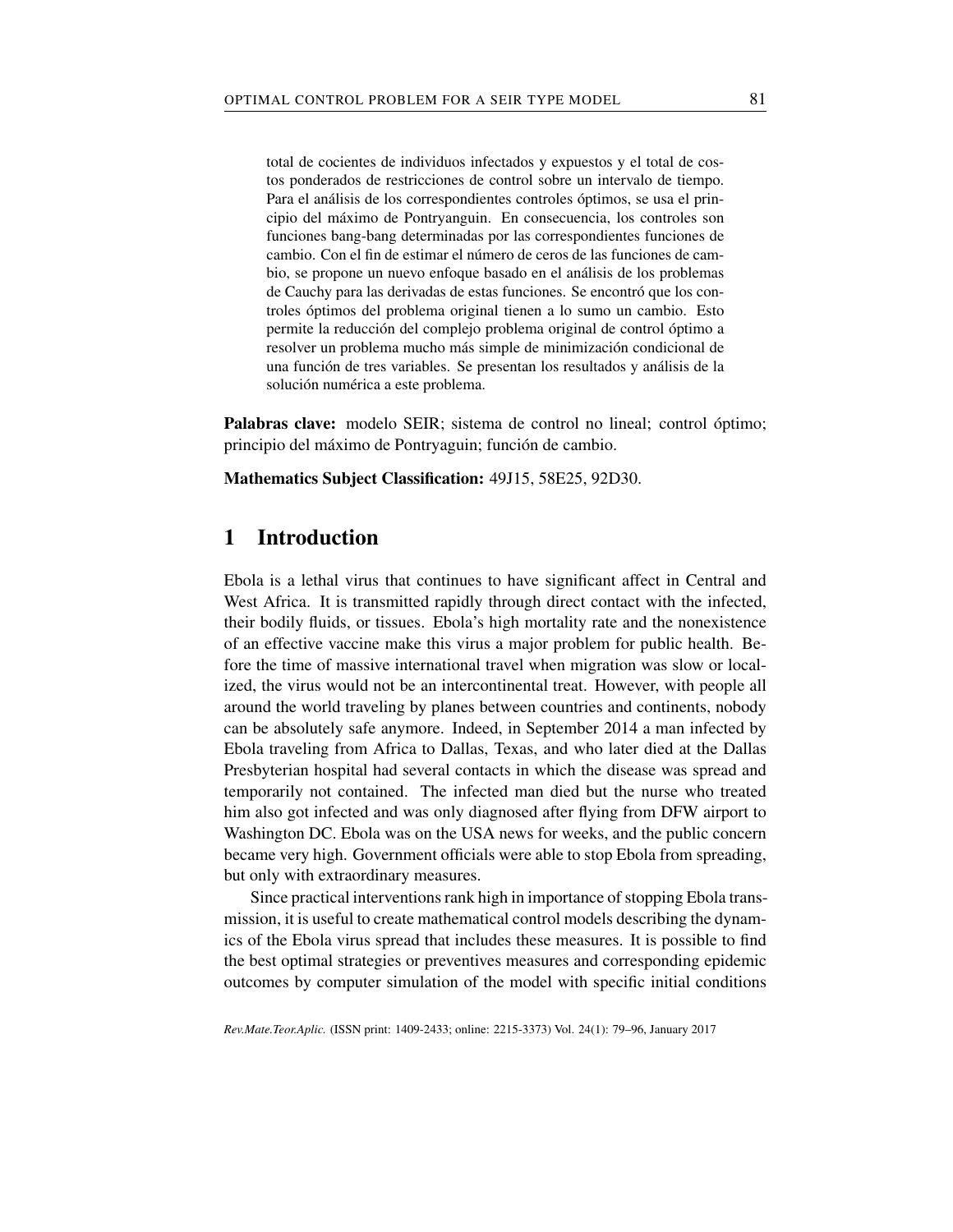total de cocientes de individuos infectados y expuestos y el total de costos ponderados de restricciones de control sobre un intervalo de tiempo. Para el análisis de los correspondientes controles óptimos, se usa el principio del máximo de Pontryanguin. En consecuencia, los controles son funciones bang-bang determinadas por las correspondientes funciones de cambio. Con el fin de estimar el número de ceros de las funciones de cambio, se propone un nuevo enfoque basado en el análisis de los problemas de Cauchy para las derivadas de estas funciones. Se encontró que los controles óptimos del problema original tienen a lo sumo un cambio. Esto permite la reducción del complejo problema original de control óptimo a resolver un problema mucho más simple de minimización condicional de una función de tres variables. Se presentan los resultados y análisis de la solución numérica a este problema.

**Palabras clave:** modelo SEIR; sistema de control no lineal; control óptimo; principio del máximo de Pontryaguin; función de cambio.

**Mathematics Subject Classification:** 49J15, 58E25, 92D30.

## 1 Introduction

Ebola is a lethal virus that continues to have significant affect in Central and West Africa. It is transmitted rapidly through direct contact with the infected, their bodily fluids, or tissues. Ebola's high mortality rate and the nonexistence of an effective vaccine make this virus a major problem for public health. Before the time of massive international travel when migration was slow or localized, the virus would not be an intercontinental treat. However, with people all around the world traveling by planes between countries and continents, nobody can be absolutely safe anymore. Indeed, in September 2014 a man infected by Ebola traveling from Africa to Dallas, Texas, and who later died at the Dallas Presbyterian hospital had several contacts in which the disease was spread and temporarily not contained. The infected man died but the nurse who treated him also got infected and was only diagnosed after flying from DFW airport to Washington DC. Ebola was on the USA news for weeks, and the public concern became very high. Government officials were able to stop Ebola from spreading, but only with extraordinary measures.

Since practical interventions rank high in importance of stopping Ebola transmission, it is useful to create mathematical control models describing the dynamics of the Ebola virus spread that includes these measures. It is possible to find the best optimal strategies or preventives measures and corresponding epidemic outcomes by computer simulation of the model with specific initial conditions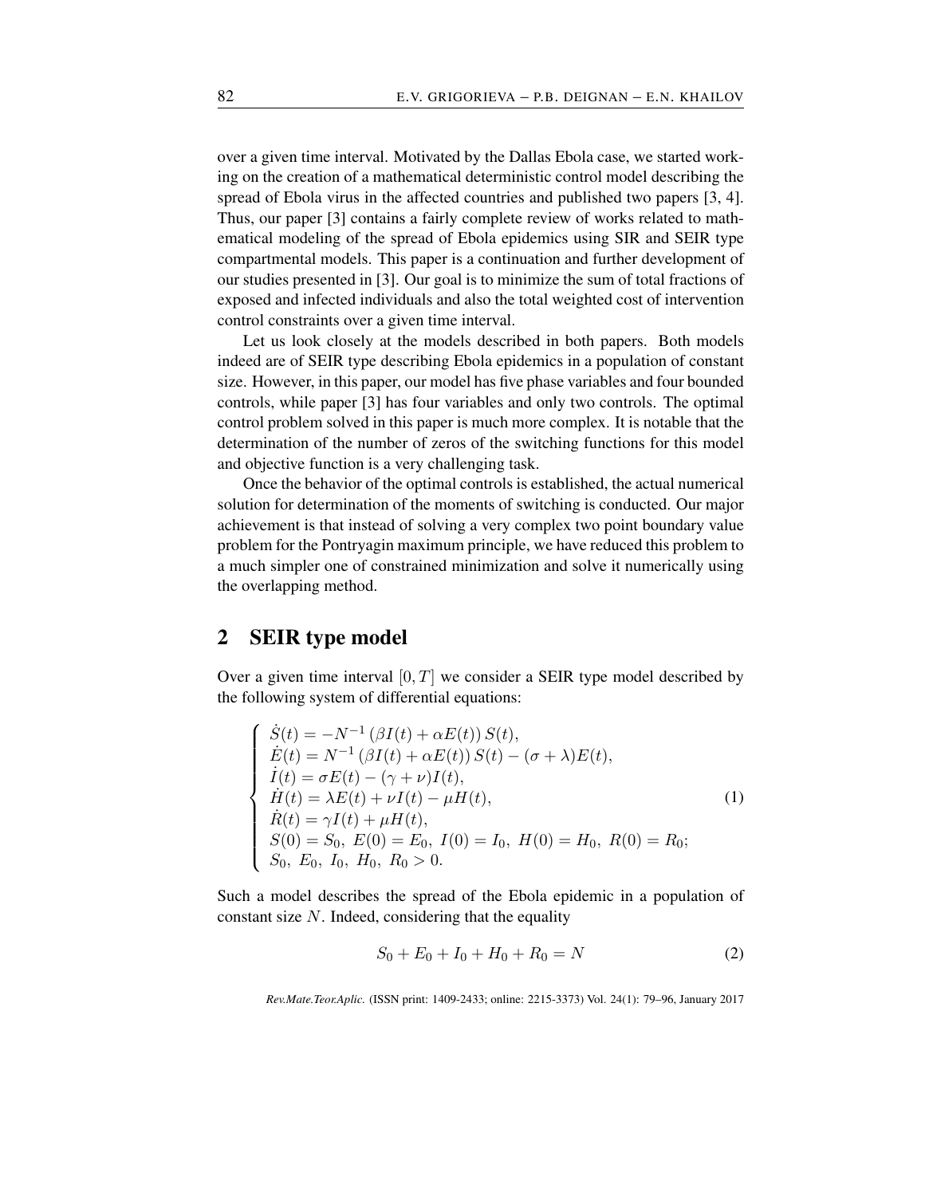over a given time interval. Motivated by the Dallas Ebola case, we started working on the creation of a mathematical deterministic control model describing the spread of Ebola virus in the affected countries and published two papers [3, 4]. Thus, our paper [3] contains a fairly complete review of works related to mathematical modeling of the spread of Ebola epidemics using SIR and SEIR type compartmental models. This paper is a continuation and further development of our studies presented in [3]. Our goal is to minimize the sum of total fractions of exposed and infected individuals and also the total weighted cost of intervention control constraints over a given time interval.

Let us look closely at the models described in both papers. Both models indeed are of SEIR type describing Ebola epidemics in a population of constant size. However, in this paper, our model has five phase variables and four bounded controls, while paper [3] has four variables and only two controls. The optimal control problem solved in this paper is much more complex. It is notable that the determination of the number of zeros of the switching functions for this model and objective function is a very challenging task.

Once the behavior of the optimal controls is established, the actual numerical solution for determination of the moments of switching is conducted. Our major achievement is that instead of solving a very complex two point boundary value problem for the Pontryagin maximum principle, we have reduced this problem to a much simpler one of constrained minimization and solve it numerically using the overlapping method.

## 2 SEIR type model

Over a given time interval $[0, T]$ we consider a SEIR type model described by the following system of differential equations:

$$
\begin{cases}
\dot{S}(t) = -N^{-1}\left(\beta I(t) + \alpha E(t)\right) S(t), \\
\dot{E}(t) = N^{-1}\left(\beta I(t) + \alpha E(t)\right) S(t) - (\sigma + \lambda) E(t), \\
\dot{I}(t) = \sigma E(t) - (\gamma + \nu) I(t), \\
\dot{H}(t) = \lambda E(t) + \nu I(t) - \mu H(t), \\
\dot{R}(t) = \gamma I(t) + \mu H(t), \\
S(0) = S_0,\ E(0) = E_0,\ I(0) = I_0,\ H(0) = H_0,\ R(0) = R_0; \\
S_0,\ E_0,\ I_0,\ H_0,\ R_0 > 0.
\end{cases}
\tag{1}
$$

Such a model describes the spread of the Ebola epidemic in a population of constant size $N$. Indeed, considering that the equality

$$
S_0 + E_0 + I_0 + H_0 + R_0 = N \tag{2}
$$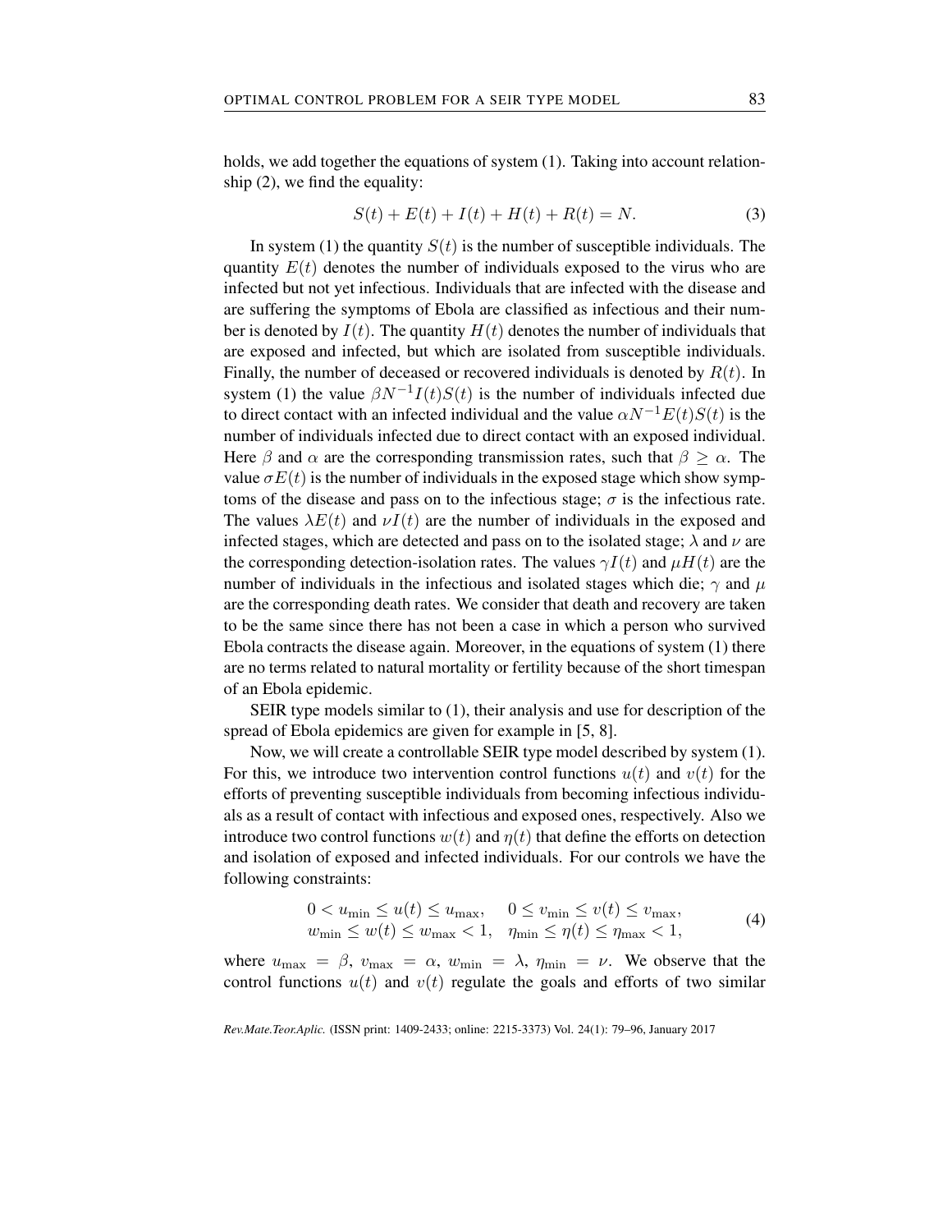holds, we add together the equations of system (1). Taking into account relationship (2), we find the equality:

$$S(t) + E(t) + I(t) + H(t) + R(t) = N. \tag{3}$$

In system (1) the quantity $S(t)$ is the number of susceptible individuals. The quantity $E(t)$ denotes the number of individuals exposed to the virus who are infected but not yet infectious. Individuals that are infected with the disease and are suffering the symptoms of Ebola are classified as infectious and their number is denoted by $I(t)$. The quantity $H(t)$ denotes the number of individuals that are exposed and infected, but which are isolated from susceptible individuals. Finally, the number of deceased or recovered individuals is denoted by $R(t)$. In system (1) the value $\beta N^{-1} I(t) S(t)$ is the number of individuals infected due to direct contact with an infected individual and the value $\alpha N^{-1} E(t) S(t)$ is the number of individuals infected due to direct contact with an exposed individual. Here $\beta$ and $\alpha$ are the corresponding transmission rates, such that $\beta \geq \alpha$. The value $\sigma E(t)$ is the number of individuals in the exposed stage which show symptoms of the disease and pass on to the infectious stage; $\sigma$ is the infectious rate. The values $\lambda E(t)$ and $\nu I(t)$ are the number of individuals in the exposed and infected stages, which are detected and pass on to the isolated stage; $\lambda$ and $\nu$ are the corresponding detection-isolation rates. The values $\gamma I(t)$ and $\mu H(t)$ are the number of individuals in the infectious and isolated stages which die; $\gamma$ and $\mu$ are the corresponding death rates. We consider that death and recovery are taken to be the same since there has not been a case in which a person who survived Ebola contracts the disease again. Moreover, in the equations of system (1) there are no terms related to natural mortality or fertility because of the short timespan of an Ebola epidemic.

SEIR type models similar to (1), their analysis and use for description of the spread of Ebola epidemics are given for example in [5, 8].

Now, we will create a controllable SEIR type model described by system (1). For this, we introduce two intervention control functions $u(t)$ and $v(t)$ for the efforts of preventing susceptible individuals from becoming infectious individuals as a result of contact with infectious and exposed ones, respectively. Also we introduce two control functions $w(t)$ and $\eta(t)$ that define the efforts on detection and isolation of exposed and infected individuals. For our controls we have the following constraints:

$$\begin{array}{ll} 0 < u_{\min} \leq u(t) \leq u_{\max}, & 0 \leq v_{\min} \leq v(t) \leq v_{\max}, \\ w_{\min} \leq w(t) \leq w_{\max} < 1, & \eta_{\min} \leq \eta(t) \leq \eta_{\max} < 1, \end{array} \tag{4}$$

where $u_{\max} = \beta$, $v_{\max} = \alpha$, $w_{\min} = \lambda$, $\eta_{\min} = \nu$. We observe that the control functions $u(t)$ and $v(t)$ regulate the goals and efforts of two similar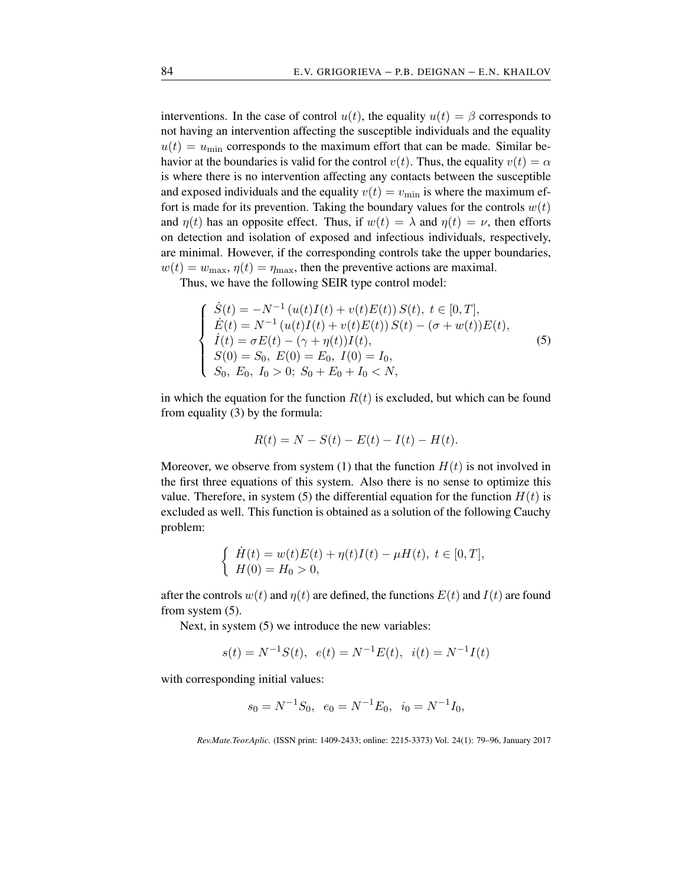interventions. In the case of control $u(t)$, the equality $u(t) = \beta$ corresponds to not having an intervention affecting the susceptible individuals and the equality $u(t) = u_{\min}$ corresponds to the maximum effort that can be made. Similar behavior at the boundaries is valid for the control $v(t)$. Thus, the equality $v(t) = \alpha$ is where there is no intervention affecting any contacts between the susceptible and exposed individuals and the equality $v(t) = v_{\min}$ is where the maximum effort is made for its prevention. Taking the boundary values for the controls $w(t)$ and $\eta(t)$ has an opposite effect. Thus, if $w(t) = \lambda$ and $\eta(t) = \nu$, then efforts on detection and isolation of exposed and infectious individuals, respectively, are minimal. However, if the corresponding controls take the upper boundaries, $w(t) = w_{\max}$, $\eta(t) = \eta_{\max}$, then the preventive actions are maximal.

Thus, we have the following SEIR type control model:

$$
\begin{cases}
\dot{S}(t) = -N^{-1}\left(u(t)I(t) + v(t)E(t)\right)S(t),\ t \in [0,T], \\
\dot{E}(t) = N^{-1}\left(u(t)I(t) + v(t)E(t)\right)S(t) - (\sigma + w(t))E(t), \\
\dot{I}(t) = \sigma E(t) - (\gamma + \eta(t))I(t), \\
S(0) = S_0,\ E(0) = E_0,\ I(0) = I_0, \\
S_0,\ E_0,\ I_0 > 0;\ S_0 + E_0 + I_0 < N,
\end{cases}
\tag{5}
$$

in which the equation for the function $R(t)$ is excluded, but which can be found from equality (3) by the formula:

$$
R(t) = N - S(t) - E(t) - I(t) - H(t).
$$

Moreover, we observe from system (1) that the function $H(t)$ is not involved in the first three equations of this system. Also there is no sense to optimize this value. Therefore, in system (5) the differential equation for the function $H(t)$ is excluded as well. This function is obtained as a solution of the following Cauchy problem:

$$
\begin{cases}
\dot{H}(t) = w(t)E(t) + \eta(t)I(t) - \mu H(t),\ t \in [0,T], \\
H(0) = H_0 > 0,
\end{cases}
$$

after the controls $w(t)$ and $\eta(t)$ are defined, the functions $E(t)$ and $I(t)$ are found from system (5).

Next, in system (5) we introduce the new variables:

$$
s(t) = N^{-1}S(t),\ \ e(t) = N^{-1}E(t),\ \ i(t) = N^{-1}I(t)
$$

with corresponding initial values:

$$
s_0 = N^{-1}S_0,\ \ e_0 = N^{-1}E_0,\ \ i_0 = N^{-1}I_0,
$$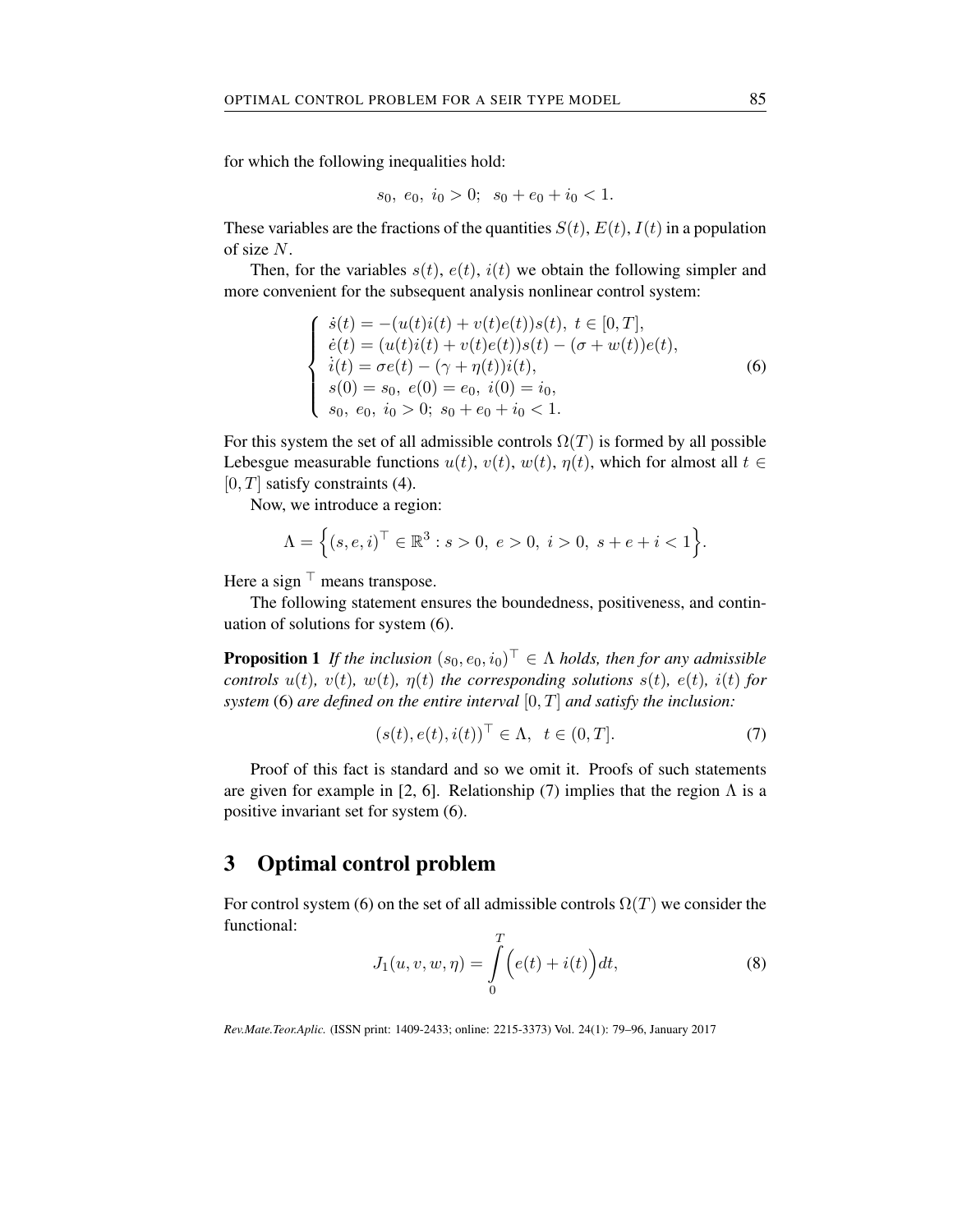for which the following inequalities hold:

$$s_0,\ e_0,\ i_0 > 0;\ \ s_0 + e_0 + i_0 < 1.$$

These variables are the fractions of the quantities $S(t)$, $E(t)$, $I(t)$ in a population of size $N$.

Then, for the variables $s(t)$, $e(t)$, $i(t)$ we obtain the following simpler and more convenient for the subsequent analysis nonlinear control system:

$$\begin{cases} \dot{s}(t) = -(u(t)i(t) + v(t)e(t))s(t),\ t \in [0, T], \\ \dot{e}(t) = (u(t)i(t) + v(t)e(t))s(t) - (\sigma + w(t))e(t), \\ \dot{i}(t) = \sigma e(t) - (\gamma + \eta(t))i(t), \\ s(0) = s_0,\ e(0) = e_0,\ i(0) = i_0, \\ s_0,\ e_0,\ i_0 > 0;\ s_0 + e_0 + i_0 < 1. \end{cases} \tag{6}$$

For this system the set of all admissible controls $\Omega(T)$ is formed by all possible Lebesgue measurable functions $u(t)$, $v(t)$, $w(t)$, $\eta(t)$, which for almost all $t \in [0, T]$ satisfy constraints (4).

Now, we introduce a region:

$$\Lambda = \Big\{ (s, e, i)^\top \in \mathbb{R}^3 : s > 0,\ e > 0,\ i > 0,\ s + e + i < 1 \Big\}.$$

Here a sign $^\top$ means transpose.

The following statement ensures the boundedness, positiveness, and continuation of solutions for system (6).

**Proposition 1** *If the inclusion $(s_0, e_0, i_0)^\top \in \Lambda$ holds, then for any admissible controls $u(t)$, $v(t)$, $w(t)$, $\eta(t)$ the corresponding solutions $s(t)$, $e(t)$, $i(t)$ for system* (6) *are defined on the entire interval $[0, T]$ and satisfy the inclusion:*

$$(s(t), e(t), i(t))^\top \in \Lambda,\ \ t \in (0, T]. \tag{7}$$

Proof of this fact is standard and so we omit it. Proofs of such statements are given for example in [2, 6]. Relationship (7) implies that the region $\Lambda$ is a positive invariant set for system (6).

## 3 Optimal control problem

For control system (6) on the set of all admissible controls $\Omega(T)$ we consider the functional:

$$J_1(u, v, w, \eta) = \int_0^T \Big( e(t) + i(t) \Big) dt, \tag{8}$$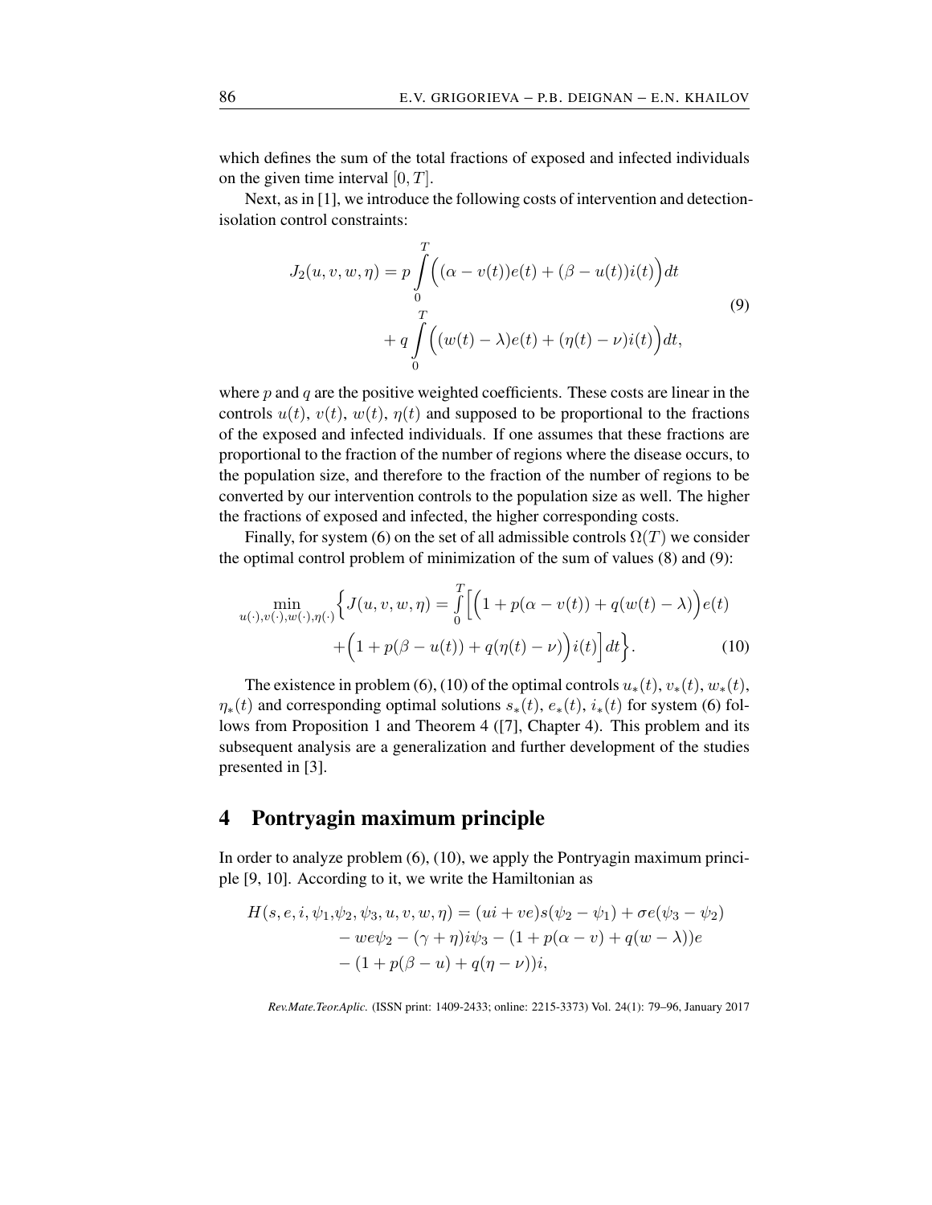which defines the sum of the total fractions of exposed and infected individuals on the given time interval $[0, T]$.

Next, as in [1], we introduce the following costs of intervention and detection-isolation control constraints:

$$
\begin{aligned}
J_2(u, v, w, \eta) = p \int_0^T \Big( (\alpha - v(t))e(t) + (\beta - u(t))i(t) \Big) dt \\
+ q \int_0^T \Big( (w(t) - \lambda)e(t) + (\eta(t) - \nu)i(t) \Big) dt,
\end{aligned}
\tag{9}
$$

where $p$ and $q$ are the positive weighted coefficients. These costs are linear in the controls $u(t)$, $v(t)$, $w(t)$, $\eta(t)$ and supposed to be proportional to the fractions of the exposed and infected individuals. If one assumes that these fractions are proportional to the fraction of the number of regions where the disease occurs, to the population size, and therefore to the fraction of the number of regions to be converted by our intervention controls to the population size as well. The higher the fractions of exposed and infected, the higher corresponding costs.

Finally, for system (6) on the set of all admissible controls $\Omega(T)$ we consider the optimal control problem of minimization of the sum of values (8) and (9):

$$
\begin{aligned}
\min_{u(\cdot), v(\cdot), w(\cdot), \eta(\cdot)} \Big\{ J(u, v, w, \eta) = \int_0^T \Big[ \Big( 1 + p(\alpha - v(t)) + q(w(t) - \lambda) \Big) e(t) \\
+ \Big( 1 + p(\beta - u(t)) + q(\eta(t) - \nu) \Big) i(t) \Big] dt \Big\}.
\end{aligned}
\tag{10}
$$

The existence in problem (6), (10) of the optimal controls $u_*(t)$, $v_*(t)$, $w_*(t)$, $\eta_*(t)$ and corresponding optimal solutions $s_*(t)$, $e_*(t)$, $i_*(t)$ for system (6) follows from Proposition 1 and Theorem 4 ([7], Chapter 4). This problem and its subsequent analysis are a generalization and further development of the studies presented in [3].

## 4 Pontryagin maximum principle

In order to analyze problem (6), (10), we apply the Pontryagin maximum principle [9, 10]. According to it, we write the Hamiltonian as

$$
\begin{aligned}
H(s, e, i, \psi_1, \psi_2, \psi_3, u, v, w, \eta) &= (ui + ve)s(\psi_2 - \psi_1) + \sigma e(\psi_3 - \psi_2) \\
&\quad - we\psi_2 - (\gamma + \eta)i\psi_3 - (1 + p(\alpha - v) + q(w - \lambda))e \\
&\quad - (1 + p(\beta - u) + q(\eta - \nu))i,
\end{aligned}
$$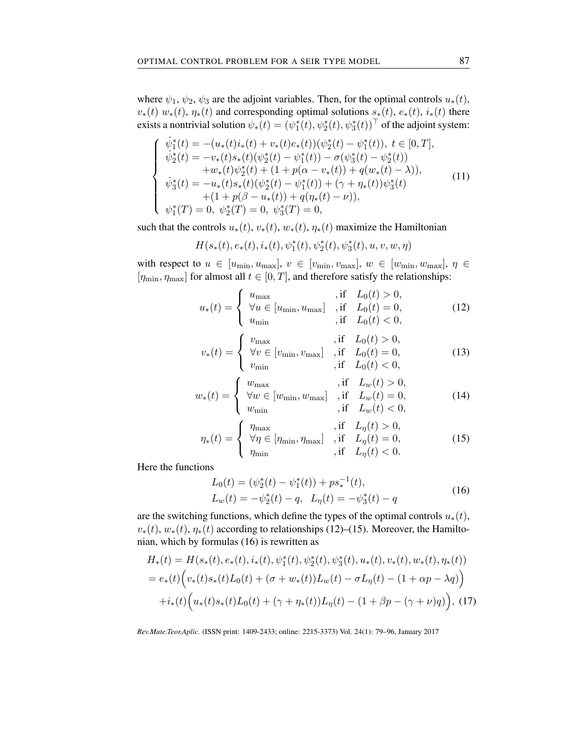where $\psi_1$, $\psi_2$, $\psi_3$ are the adjoint variables. Then, for the optimal controls $u_*(t)$, $v_*(t)$ $w_*(t)$, $\eta_*(t)$ and corresponding optimal solutions $s_*(t)$, $e_*(t)$, $i_*(t)$ there exists a nontrivial solution $\psi_*(t) = (\psi_1^*(t), \psi_2^*(t), \psi_3^*(t))^\top$ of the adjoint system:

$$
\begin{cases}
\dot{\psi}_1^*(t) = -(u_*(t)i_*(t) + v_*(t)e_*(t))(\psi_2^*(t) - \psi_1^*(t)), \ t \in [0, T], \\
\dot{\psi}_2^*(t) = -v_*(t)s_*(t)(\psi_2^*(t) - \psi_1^*(t)) - \sigma(\psi_3^*(t) - \psi_2^*(t)) \\
\qquad +w_*(t)\psi_2^*(t) + (1 + p(\alpha - v_*(t)) + q(w_*(t) - \lambda)), \\
\dot{\psi}_3^*(t) = -u_*(t)s_*(t)(\psi_2^*(t) - \psi_1^*(t)) + (\gamma + \eta_*(t))\psi_3^*(t) \\
\qquad +(1 + p(\beta - u_*(t)) + q(\eta_*(t) - \nu)), \\
\psi_1^*(T) = 0, \ \psi_2^*(T) = 0, \ \psi_3^*(T) = 0,
\end{cases}
\tag{11}
$$

such that the controls $u_*(t)$, $v_*(t)$, $w_*(t)$, $\eta_*(t)$ maximize the Hamiltonian

$$
H(s_*(t), e_*(t), i_*(t), \psi_1^*(t), \psi_2^*(t), \psi_3^*(t), u, v, w, \eta)
$$

with respect to $u \in [u_{\min}, u_{\max}]$, $v \in [v_{\min}, v_{\max}]$, $w \in [w_{\min}, w_{\max}]$, $\eta \in [\eta_{\min}, \eta_{\max}]$ for almost all $t \in [0, T]$, and therefore satisfy the relationships:

$$
u_*(t) = \begin{cases} u_{\max} & \text{, if } \quad L_0(t) > 0, \\ \forall u \in [u_{\min}, u_{\max}] & \text{, if } \quad L_0(t) = 0, \\ u_{\min} & \text{, if } \quad L_0(t) < 0, \end{cases} \tag{12}
$$

$$
v_*(t) = \begin{cases} v_{\max} & \text{, if } \quad L_0(t) > 0, \\ \forall v \in [v_{\min}, v_{\max}] & \text{, if } \quad L_0(t) = 0, \\ v_{\min} & \text{, if } \quad L_0(t) < 0, \end{cases} \tag{13}
$$

$$
w_*(t) = \begin{cases} w_{\max} & \text{, if } \quad L_w(t) > 0, \\ \forall w \in [w_{\min}, w_{\max}] & \text{, if } \quad L_w(t) = 0, \\ w_{\min} & \text{, if } \quad L_w(t) < 0, \end{cases} \tag{14}
$$

$$
\eta_*(t) = \begin{cases} \eta_{\max} & \text{, if } \quad L_\eta(t) > 0, \\ \forall \eta \in [\eta_{\min}, \eta_{\max}] & \text{, if } \quad L_\eta(t) = 0, \\ \eta_{\min} & \text{, if } \quad L_\eta(t) < 0. \end{cases} \tag{15}
$$

Here the functions

$$
\begin{aligned}
L_0(t) &= (\psi_2^*(t) - \psi_1^*(t)) + p s_*^{-1}(t), \\
L_w(t) &= -\psi_2^*(t) - q, \quad L_\eta(t) = -\psi_3^*(t) - q
\end{aligned}
\tag{16}
$$

are the switching functions, which define the types of the optimal controls $u_*(t)$, $v_*(t)$, $w_*(t)$, $\eta_*(t)$ according to relationships (12)–(15). Moreover, the Hamiltonian, which by formulas (16) is rewritten as

$$
\begin{aligned}
H_*(t) &= H(s_*(t), e_*(t), i_*(t), \psi_1^*(t), \psi_2^*(t), \psi_3^*(t), u_*(t), v_*(t), w_*(t), \eta_*(t)) \\
&= e_*(t)\Big(v_*(t)s_*(t)L_0(t) + (\sigma + w_*(t))L_w(t) - \sigma L_\eta(t) - (1 + \alpha p - \lambda q)\Big) \\
&\quad + i_*(t)\Big(u_*(t)s_*(t)L_0(t) + (\gamma + \eta_*(t))L_\eta(t) - (1 + \beta p - (\gamma + \nu)q)\Big),
\end{aligned}
\tag{17}
$$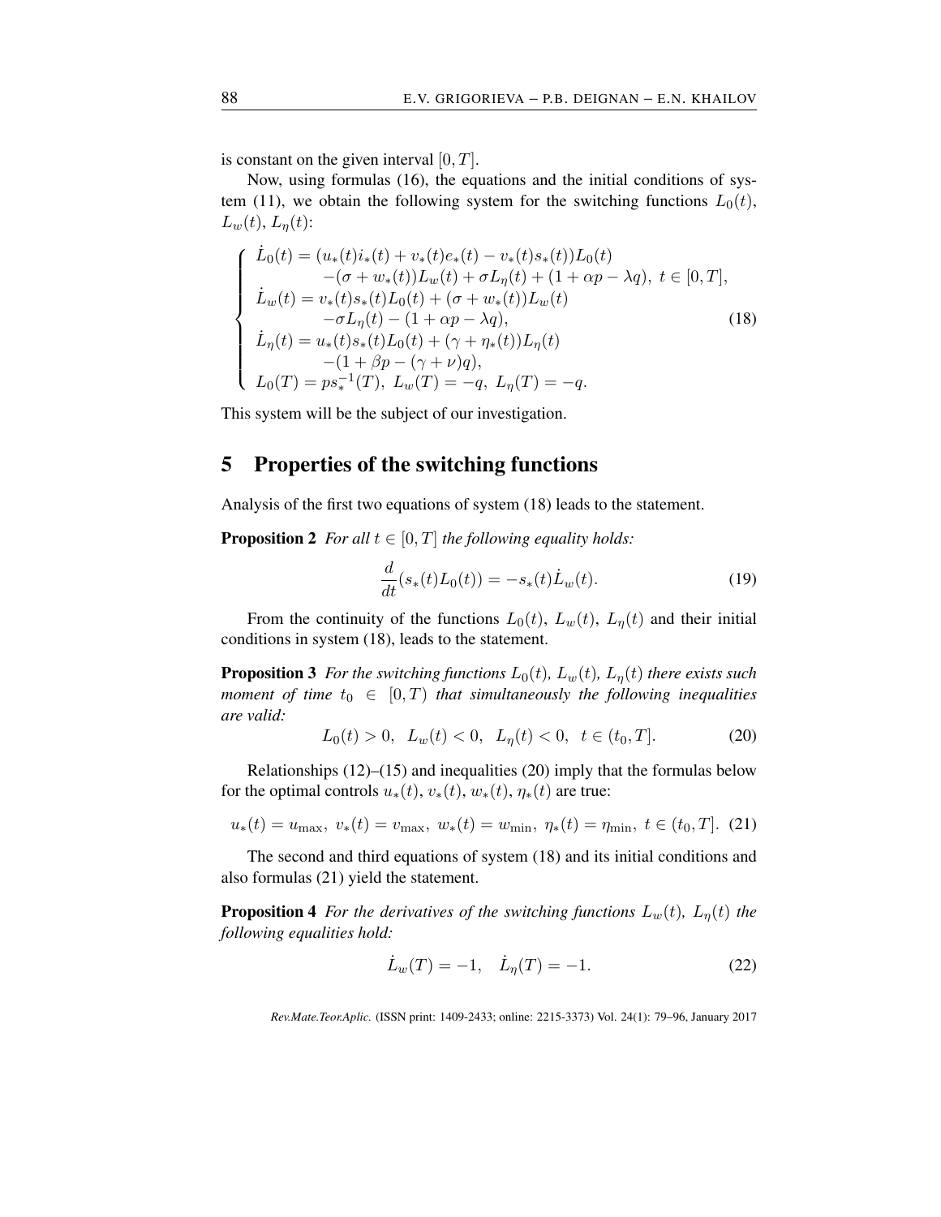is constant on the given interval $[0,T]$.

Now, using formulas (16), the equations and the initial conditions of system (11), we obtain the following system for the switching functions $L_0(t)$, $L_w(t)$, $L_\eta(t)$:

$$
\begin{cases}
\dot{L}_0(t) = (u_*(t)i_*(t) + v_*(t)e_*(t) - v_*(t)s_*(t))L_0(t) \\
\qquad\qquad -(\sigma + w_*(t))L_w(t) + \sigma L_\eta(t) + (1 + \alpha p - \lambda q), \; t \in [0,T], \\
\dot{L}_w(t) = v_*(t)s_*(t)L_0(t) + (\sigma + w_*(t))L_w(t) \\
\qquad\qquad -\sigma L_\eta(t) - (1 + \alpha p - \lambda q), \\
\dot{L}_\eta(t) = u_*(t)s_*(t)L_0(t) + (\gamma + \eta_*(t))L_\eta(t) \\
\qquad\qquad -(1 + \beta p - (\gamma + \nu)q), \\
L_0(T) = ps_*^{-1}(T), \; L_w(T) = -q, \; L_\eta(T) = -q.
\end{cases}
\tag{18}
$$

This system will be the subject of our investigation.

## 5 Properties of the switching functions

Analysis of the first two equations of system (18) leads to the statement.

**Proposition 2** *For all $t \in [0,T]$ the following equality holds:*

$$
\frac{d}{dt}(s_*(t)L_0(t)) = -s_*(t)\dot{L}_w(t). \tag{19}
$$

From the continuity of the functions $L_0(t)$, $L_w(t)$, $L_\eta(t)$ and their initial conditions in system (18), leads to the statement.

**Proposition 3** *For the switching functions $L_0(t)$, $L_w(t)$, $L_\eta(t)$ there exists such moment of time $t_0 \in [0,T)$ that simultaneously the following inequalities are valid:*

$$
L_0(t) > 0, \;\; L_w(t) < 0, \;\; L_\eta(t) < 0, \;\; t \in (t_0, T]. \tag{20}
$$

Relationships (12)–(15) and inequalities (20) imply that the formulas below for the optimal controls $u_*(t)$, $v_*(t)$, $w_*(t)$, $\eta_*(t)$ are true:

$$
u_*(t) = u_{\max}, \; v_*(t) = v_{\max}, \; w_*(t) = w_{\min}, \; \eta_*(t) = \eta_{\min}, \; t \in (t_0, T]. \tag{21}
$$

The second and third equations of system (18) and its initial conditions and also formulas (21) yield the statement.

**Proposition 4** *For the derivatives of the switching functions $L_w(t)$, $L_\eta(t)$ the following equalities hold:*

$$
\dot{L}_w(T) = -1, \quad \dot{L}_\eta(T) = -1. \tag{22}
$$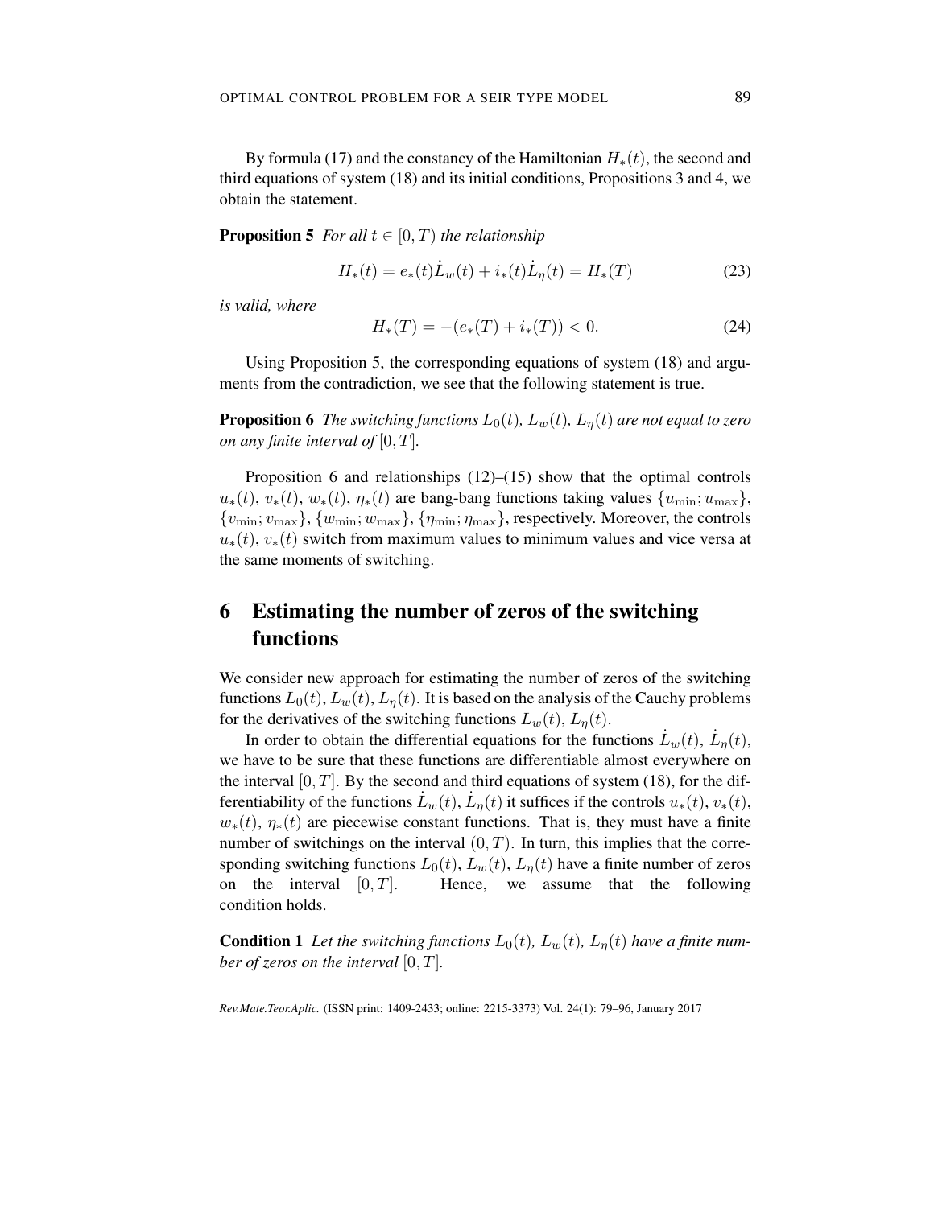By formula (17) and the constancy of the Hamiltonian $H_*(t)$, the second and third equations of system (18) and its initial conditions, Propositions 3 and 4, we obtain the statement.

**Proposition 5** *For all $t \in [0, T)$ the relationship*

$$H_*(t) = e_*(t)\dot{L}_w(t) + i_*(t)\dot{L}_\eta(t) = H_*(T) \tag{23}$$

*is valid, where*

$$H_*(T) = -(e_*(T) + i_*(T)) < 0. \tag{24}$$

Using Proposition 5, the corresponding equations of system (18) and arguments from the contradiction, we see that the following statement is true.

**Proposition 6** *The switching functions $L_0(t)$, $L_w(t)$, $L_\eta(t)$ are not equal to zero on any finite interval of $[0, T]$.*

Proposition 6 and relationships (12)–(15) show that the optimal controls $u_*(t)$, $v_*(t)$, $w_*(t)$, $\eta_*(t)$ are bang-bang functions taking values $\{u_{\min}; u_{\max}\}$, $\{v_{\min}; v_{\max}\}$, $\{w_{\min}; w_{\max}\}$, $\{\eta_{\min}; \eta_{\max}\}$, respectively. Moreover, the controls $u_*(t)$, $v_*(t)$ switch from maximum values to minimum values and vice versa at the same moments of switching.

## 6 Estimating the number of zeros of the switching functions

We consider new approach for estimating the number of zeros of the switching functions $L_0(t)$, $L_w(t)$, $L_\eta(t)$. It is based on the analysis of the Cauchy problems for the derivatives of the switching functions $L_w(t)$, $L_\eta(t)$.

In order to obtain the differential equations for the functions $\dot{L}_w(t)$, $\dot{L}_\eta(t)$, we have to be sure that these functions are differentiable almost everywhere on the interval $[0, T]$. By the second and third equations of system (18), for the differentiability of the functions $\dot{L}_w(t)$, $\dot{L}_\eta(t)$ it suffices if the controls $u_*(t)$, $v_*(t)$, $w_*(t)$, $\eta_*(t)$ are piecewise constant functions. That is, they must have a finite number of switchings on the interval $(0, T)$. In turn, this implies that the corresponding switching functions $L_0(t)$, $L_w(t)$, $L_\eta(t)$ have a finite number of zeros on the interval $[0, T]$. Hence, we assume that the following condition holds.

**Condition 1** *Let the switching functions $L_0(t)$, $L_w(t)$, $L_\eta(t)$ have a finite number of zeros on the interval $[0, T]$.*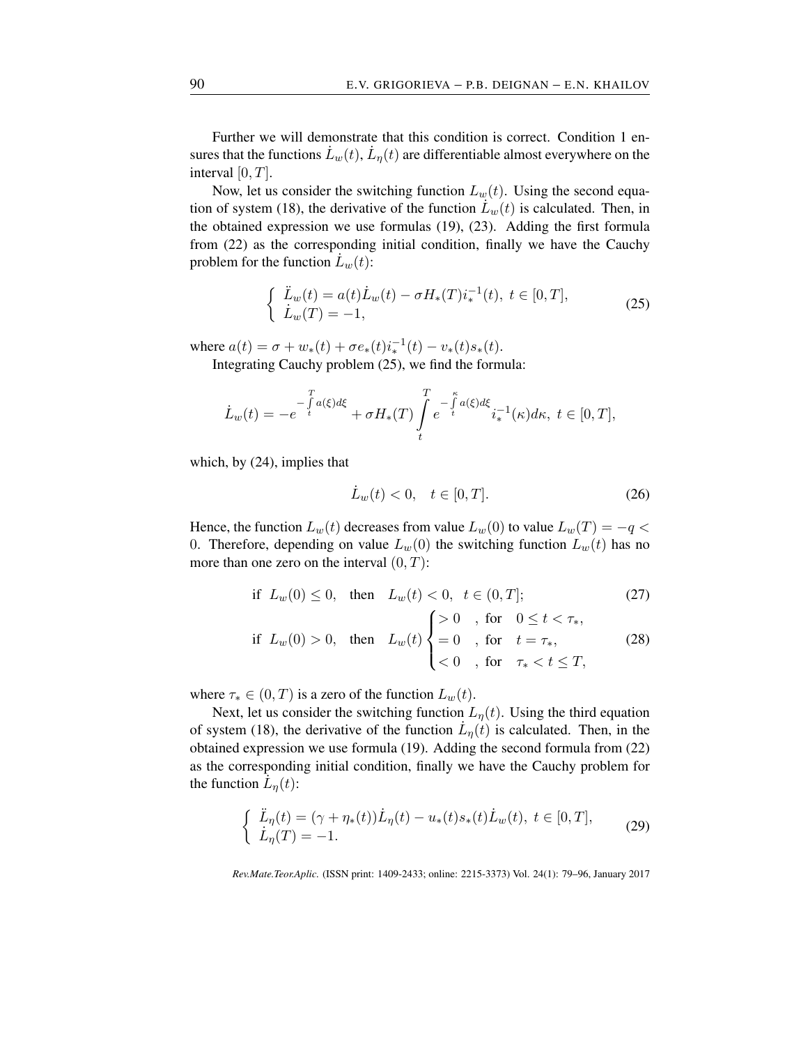Further we will demonstrate that this condition is correct. Condition 1 ensures that the functions $\dot{L}_w(t)$, $\dot{L}_\eta(t)$ are differentiable almost everywhere on the interval $[0, T]$.

Now, let us consider the switching function $L_w(t)$. Using the second equation of system (18), the derivative of the function $\dot{L}_w(t)$ is calculated. Then, in the obtained expression we use formulas (19), (23). Adding the first formula from (22) as the corresponding initial condition, finally we have the Cauchy problem for the function $\dot{L}_w(t)$:

$$\left\{ \begin{array}{l} \ddot{L}_w(t) = a(t)\dot{L}_w(t) - \sigma H_*(T) i_*^{-1}(t),\ t \in [0, T], \\ \dot{L}_w(T) = -1, \end{array} \right. \tag{25}$$

where $a(t) = \sigma + w_*(t) + \sigma e_*(t) i_*^{-1}(t) - v_*(t) s_*(t)$.

Integrating Cauchy problem (25), we find the formula:

$$\dot{L}_w(t) = -e^{-\int\limits_t^T a(\xi) d\xi} + \sigma H_*(T) \int\limits_t^T e^{-\int\limits_t^\kappa a(\xi) d\xi} i_*^{-1}(\kappa) d\kappa,\ t \in [0, T],$$

which, by (24), implies that

$$\dot{L}_w(t) < 0, \quad t \in [0, T]. \tag{26}$$

Hence, the function $L_w(t)$ decreases from value $L_w(0)$ to value $L_w(T) = -q < 0$. Therefore, depending on value $L_w(0)$ the switching function $L_w(t)$ has no more than one zero on the interval $(0, T)$:

$$\text{if } \ L_w(0) \leq 0, \quad \text{then} \quad L_w(t) < 0, \ \ t \in (0, T]; \tag{27}$$

$$\text{if } \ L_w(0) > 0, \quad \text{then} \quad L_w(t) \begin{cases} > 0 & , \text{ for } \quad 0 \leq t < \tau_*, \\ = 0 & , \text{ for } \quad t = \tau_*, \\ < 0 & , \text{ for } \quad \tau_* < t \leq T, \end{cases} \tag{28}$$

where $\tau_* \in (0, T)$ is a zero of the function $L_w(t)$.

Next, let us consider the switching function $L_\eta(t)$. Using the third equation of system (18), the derivative of the function $\dot{L}_\eta(t)$ is calculated. Then, in the obtained expression we use formula (19). Adding the second formula from (22) as the corresponding initial condition, finally we have the Cauchy problem for the function $\dot{L}_\eta(t)$:

$$\left\{ \begin{array}{l} \ddot{L}_\eta(t) = (\gamma + \eta_*(t))\dot{L}_\eta(t) - u_*(t) s_*(t) \dot{L}_w(t),\ t \in [0, T], \\ \dot{L}_\eta(T) = -1. \end{array} \right. \tag{29}$$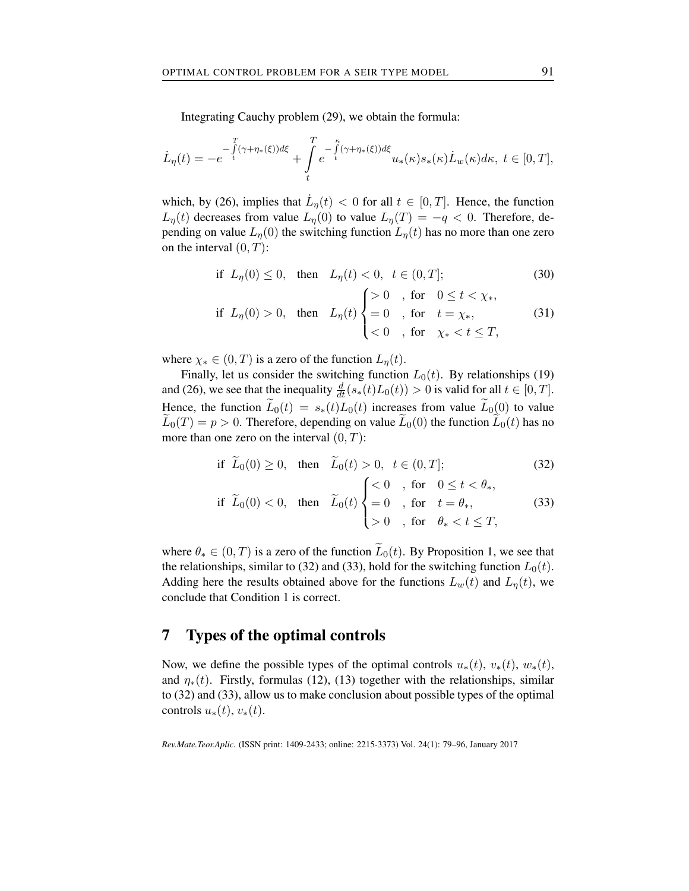Integrating Cauchy problem (29), we obtain the formula:

$$\dot{L}_\eta(t) = -e^{-\int_t^T (\gamma + \eta_*(\xi))d\xi} + \int_t^T e^{-\int_t^\kappa (\gamma + \eta_*(\xi))d\xi} u_*(\kappa) s_*(\kappa) \dot{L}_w(\kappa) d\kappa,\ t \in [0, T],$$

which, by (26), implies that $\dot{L}_\eta(t) < 0$ for all $t \in [0, T]$. Hence, the function $L_\eta(t)$ decreases from value $L_\eta(0)$ to value $L_\eta(T) = -q < 0$. Therefore, depending on value $L_\eta(0)$ the switching function $L_\eta(t)$ has no more than one zero on the interval $(0, T)$:

$$\text{if } \ L_\eta(0) \le 0, \quad \text{then} \quad L_\eta(t) < 0, \ \ t \in (0, T]; \tag{30}$$

$$\text{if } \ L_\eta(0) > 0, \quad \text{then} \quad L_\eta(t) \begin{cases} > 0 & , \text{ for } \ 0 \le t < \chi_*, \\ = 0 & , \text{ for } \ t = \chi_*, \\ < 0 & , \text{ for } \ \chi_* < t \le T, \end{cases} \tag{31}$$

where $\chi_* \in (0, T)$ is a zero of the function $L_\eta(t)$.

Finally, let us consider the switching function $L_0(t)$. By relationships (19) and (26), we see that the inequality $\frac{d}{dt}(s_*(t)L_0(t)) > 0$ is valid for all $t \in [0, T]$. Hence, the function $\widetilde{L}_0(t) = s_*(t)L_0(t)$ increases from value $\widetilde{L}_0(0)$ to value $\widetilde{L}_0(T) = p > 0$. Therefore, depending on value $\widetilde{L}_0(0)$ the function $\widetilde{L}_0(t)$ has no more than one zero on the interval $(0, T)$:

$$\text{if } \ \widetilde{L}_0(0) \ge 0, \quad \text{then} \quad \widetilde{L}_0(t) > 0, \ \ t \in (0, T]; \tag{32}$$

$$\text{if } \ \widetilde{L}_0(0) < 0, \quad \text{then} \quad \widetilde{L}_0(t) \begin{cases} < 0 & , \text{ for } \ 0 \le t < \theta_*, \\ = 0 & , \text{ for } \ t = \theta_*, \\ > 0 & , \text{ for } \ \theta_* < t \le T, \end{cases} \tag{33}$$

where $\theta_* \in (0, T)$ is a zero of the function $\widetilde{L}_0(t)$. By Proposition 1, we see that the relationships, similar to (32) and (33), hold for the switching function $L_0(t)$. Adding here the results obtained above for the functions $L_w(t)$ and $L_\eta(t)$, we conclude that Condition 1 is correct.

## 7 Types of the optimal controls

Now, we define the possible types of the optimal controls $u_*(t)$, $v_*(t)$, $w_*(t)$, and $\eta_*(t)$. Firstly, formulas (12), (13) together with the relationships, similar to (32) and (33), allow us to make conclusion about possible types of the optimal controls $u_*(t)$, $v_*(t)$.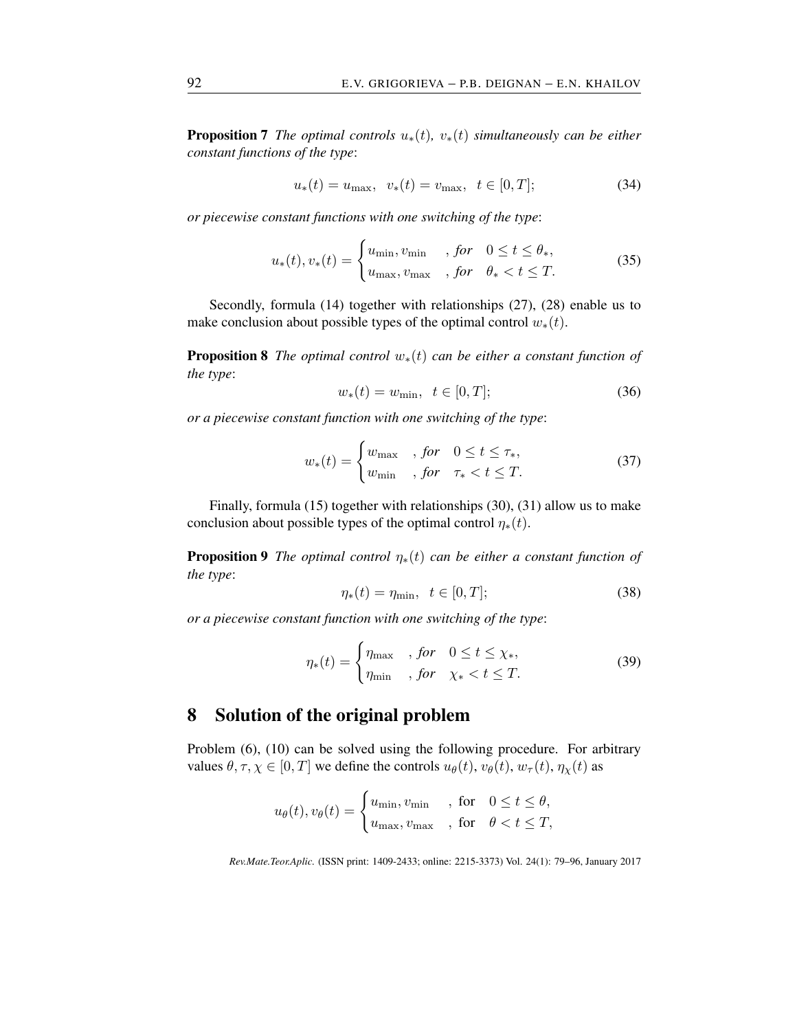**Proposition 7** *The optimal controls $u_*(t)$, $v_*(t)$ simultaneously can be either constant functions of the type*:

$$u_*(t) = u_{\max}, \quad v_*(t) = v_{\max}, \quad t \in [0, T]; \tag{34}$$

*or piecewise constant functions with one switching of the type*:

$$u_*(t), v_*(t) = \begin{cases} u_{\min}, v_{\min} & , \textit{for} \quad 0 \leq t \leq \theta_*, \\ u_{\max}, v_{\max} & , \textit{for} \quad \theta_* < t \leq T. \end{cases} \tag{35}$$

Secondly, formula (14) together with relationships (27), (28) enable us to make conclusion about possible types of the optimal control $w_*(t)$.

**Proposition 8** *The optimal control $w_*(t)$ can be either a constant function of the type*:

$$w_*(t) = w_{\min}, \quad t \in [0, T]; \tag{36}$$

*or a piecewise constant function with one switching of the type*:

$$w_*(t) = \begin{cases} w_{\max} & , \textit{for} \quad 0 \leq t \leq \tau_*, \\ w_{\min} & , \textit{for} \quad \tau_* < t \leq T. \end{cases} \tag{37}$$

Finally, formula (15) together with relationships (30), (31) allow us to make conclusion about possible types of the optimal control $\eta_*(t)$.

**Proposition 9** *The optimal control $\eta_*(t)$ can be either a constant function of the type*:

$$\eta_*(t) = \eta_{\min}, \quad t \in [0, T]; \tag{38}$$

*or a piecewise constant function with one switching of the type*:

$$\eta_*(t) = \begin{cases} \eta_{\max} & , \textit{for} \quad 0 \leq t \leq \chi_*, \\ \eta_{\min} & , \textit{for} \quad \chi_* < t \leq T. \end{cases} \tag{39}$$

## 8 Solution of the original problem

Problem (6), (10) can be solved using the following procedure. For arbitrary values $\theta, \tau, \chi \in [0, T]$ we define the controls $u_\theta(t)$, $v_\theta(t)$, $w_\tau(t)$, $\eta_\chi(t)$ as

$$u_\theta(t), v_\theta(t) = \begin{cases} u_{\min}, v_{\min} & , \text{ for} \quad 0 \leq t \leq \theta, \\ u_{\max}, v_{\max} & , \text{ for} \quad \theta < t \leq T, \end{cases}$$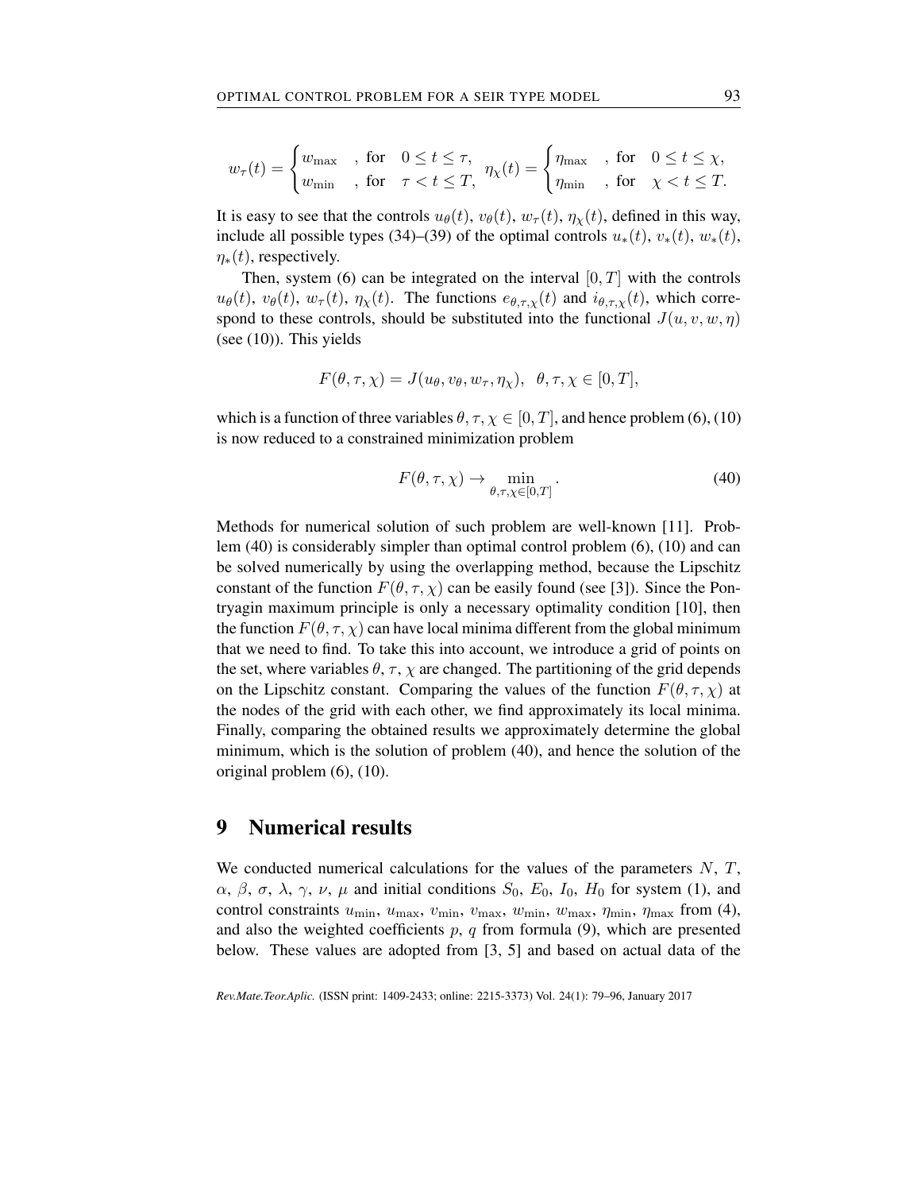$$w_\tau(t) = \begin{cases} w_{\max} & , \text{ for } \quad 0 \le t \le \tau, \\ w_{\min} & , \text{ for } \quad \tau < t \le T, \end{cases} \quad \eta_\chi(t) = \begin{cases} \eta_{\max} & , \text{ for } \quad 0 \le t \le \chi, \\ \eta_{\min} & , \text{ for } \quad \chi < t \le T. \end{cases}$$

It is easy to see that the controls $u_\theta(t)$, $v_\theta(t)$, $w_\tau(t)$, $\eta_\chi(t)$, defined in this way, include all possible types (34)–(39) of the optimal controls $u_*(t)$, $v_*(t)$, $w_*(t)$, $\eta_*(t)$, respectively.

Then, system (6) can be integrated on the interval $[0, T]$ with the controls $u_\theta(t)$, $v_\theta(t)$, $w_\tau(t)$, $\eta_\chi(t)$. The functions $e_{\theta,\tau,\chi}(t)$ and $i_{\theta,\tau,\chi}(t)$, which correspond to these controls, should be substituted into the functional $J(u, v, w, \eta)$ (see (10)). This yields

$$F(\theta, \tau, \chi) = J(u_\theta, v_\theta, w_\tau, \eta_\chi), \quad \theta, \tau, \chi \in [0, T],$$

which is a function of three variables $\theta, \tau, \chi \in [0, T]$, and hence problem (6), (10) is now reduced to a constrained minimization problem

$$F(\theta, \tau, \chi) \to \min_{\theta,\tau,\chi \in [0,T]}. \tag{40}$$

Methods for numerical solution of such problem are well-known [11]. Problem (40) is considerably simpler than optimal control problem (6), (10) and can be solved numerically by using the overlapping method, because the Lipschitz constant of the function $F(\theta, \tau, \chi)$ can be easily found (see [3]). Since the Pontryagin maximum principle is only a necessary optimality condition [10], then the function $F(\theta, \tau, \chi)$ can have local minima different from the global minimum that we need to find. To take this into account, we introduce a grid of points on the set, where variables $\theta$, $\tau$, $\chi$ are changed. The partitioning of the grid depends on the Lipschitz constant. Comparing the values of the function $F(\theta, \tau, \chi)$ at the nodes of the grid with each other, we find approximately its local minima. Finally, comparing the obtained results we approximately determine the global minimum, which is the solution of problem (40), and hence the solution of the original problem (6), (10).

# 9 Numerical results

We conducted numerical calculations for the values of the parameters $N$, $T$, $\alpha$, $\beta$, $\sigma$, $\lambda$, $\gamma$, $\nu$, $\mu$ and initial conditions $S_0$, $E_0$, $I_0$, $H_0$ for system (1), and control constraints $u_{\min}$, $u_{\max}$, $v_{\min}$, $v_{\max}$, $w_{\min}$, $w_{\max}$, $\eta_{\min}$, $\eta_{\max}$ from (4), and also the weighted coefficients $p$, $q$ from formula (9), which are presented below. These values are adopted from [3, 5] and based on actual data of the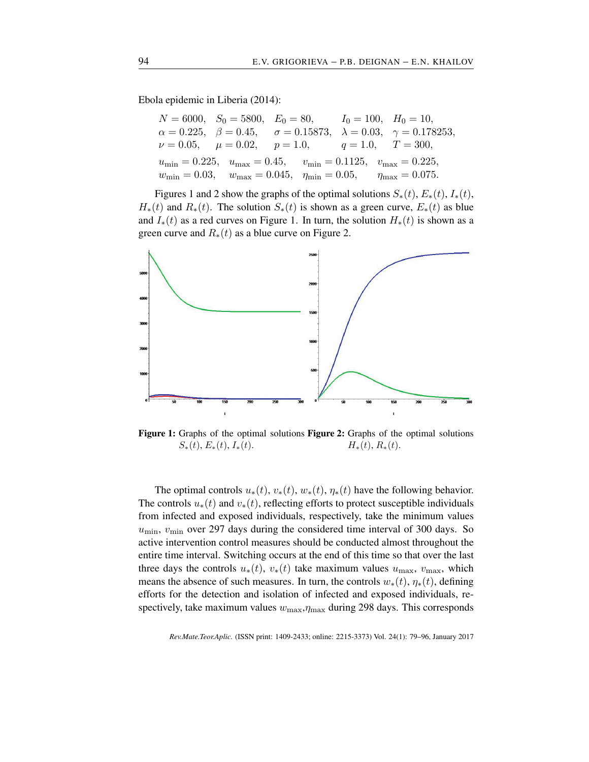Ebola epidemic in Liberia (2014):

$$
\begin{array}{lllll}
N = 6000, & S_0 = 5800, & E_0 = 80, & I_0 = 100, & H_0 = 10, \\
\alpha = 0.225, & \beta = 0.45, & \sigma = 0.15873, & \lambda = 0.03, & \gamma = 0.178253, \\
\nu = 0.05, & \mu = 0.02, & p = 1.0, & q = 1.0, & T = 300,
\end{array}
$$

$$
\begin{array}{llll}
u_{\min} = 0.225, & u_{\max} = 0.45, & v_{\min} = 0.1125, & v_{\max} = 0.225, \\
w_{\min} = 0.03, & w_{\max} = 0.045, & \eta_{\min} = 0.05, & \eta_{\max} = 0.075.
\end{array}
$$

Figures 1 and 2 show the graphs of the optimal solutions $S_*(t)$, $E_*(t)$, $I_*(t)$, $H_*(t)$ and $R_*(t)$. The solution $S_*(t)$ is shown as a green curve, $E_*(t)$ as blue and $I_*(t)$ as a red curves on Figure 1. In turn, the solution $H_*(t)$ is shown as a green curve and $R_*(t)$ as a blue curve on Figure 2.

**Figure 1:** Graphs of the optimal solutions $S_*(t)$, $E_*(t)$, $I_*(t)$.

**Figure 2:** Graphs of the optimal solutions $H_*(t)$, $R_*(t)$.

The optimal controls $u_*(t)$, $v_*(t)$, $w_*(t)$, $\eta_*(t)$ have the following behavior. The controls $u_*(t)$ and $v_*(t)$, reflecting efforts to protect susceptible individuals from infected and exposed individuals, respectively, take the minimum values $u_{\min}$, $v_{\min}$ over 297 days during the considered time interval of 300 days. So active intervention control measures should be conducted almost throughout the entire time interval. Switching occurs at the end of this time so that over the last three days the controls $u_*(t)$, $v_*(t)$ take maximum values $u_{\max}$, $v_{\max}$, which means the absence of such measures. In turn, the controls $w_*(t)$, $\eta_*(t)$, defining efforts for the detection and isolation of infected and exposed individuals, respectively, take maximum values $w_{\max}$,$\eta_{\max}$ during 298 days. This corresponds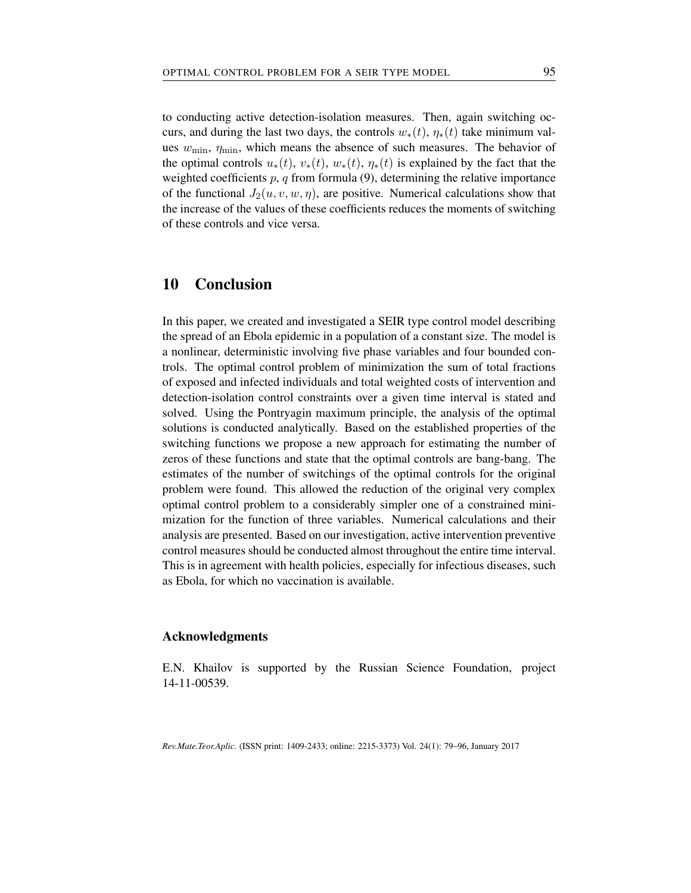to conducting active detection-isolation measures. Then, again switching occurs, and during the last two days, the controls $w_*(t)$, $\eta_*(t)$ take minimum values $w_{\min}$, $\eta_{\min}$, which means the absence of such measures. The behavior of the optimal controls $u_*(t)$, $v_*(t)$, $w_*(t)$, $\eta_*(t)$ is explained by the fact that the weighted coefficients $p$, $q$ from formula (9), determining the relative importance of the functional $J_2(u, v, w, \eta)$, are positive. Numerical calculations show that the increase of the values of these coefficients reduces the moments of switching of these controls and vice versa.

# 10 Conclusion

In this paper, we created and investigated a SEIR type control model describing the spread of an Ebola epidemic in a population of a constant size. The model is a nonlinear, deterministic involving five phase variables and four bounded controls. The optimal control problem of minimization the sum of total fractions of exposed and infected individuals and total weighted costs of intervention and detection-isolation control constraints over a given time interval is stated and solved. Using the Pontryagin maximum principle, the analysis of the optimal solutions is conducted analytically. Based on the established properties of the switching functions we propose a new approach for estimating the number of zeros of these functions and state that the optimal controls are bang-bang. The estimates of the number of switchings of the optimal controls for the original problem were found. This allowed the reduction of the original very complex optimal control problem to a considerably simpler one of a constrained minimization for the function of three variables. Numerical calculations and their analysis are presented. Based on our investigation, active intervention preventive control measures should be conducted almost throughout the entire time interval. This is in agreement with health policies, especially for infectious diseases, such as Ebola, for which no vaccination is available.

### Acknowledgments

E.N. Khailov is supported by the Russian Science Foundation, project 14-11-00539.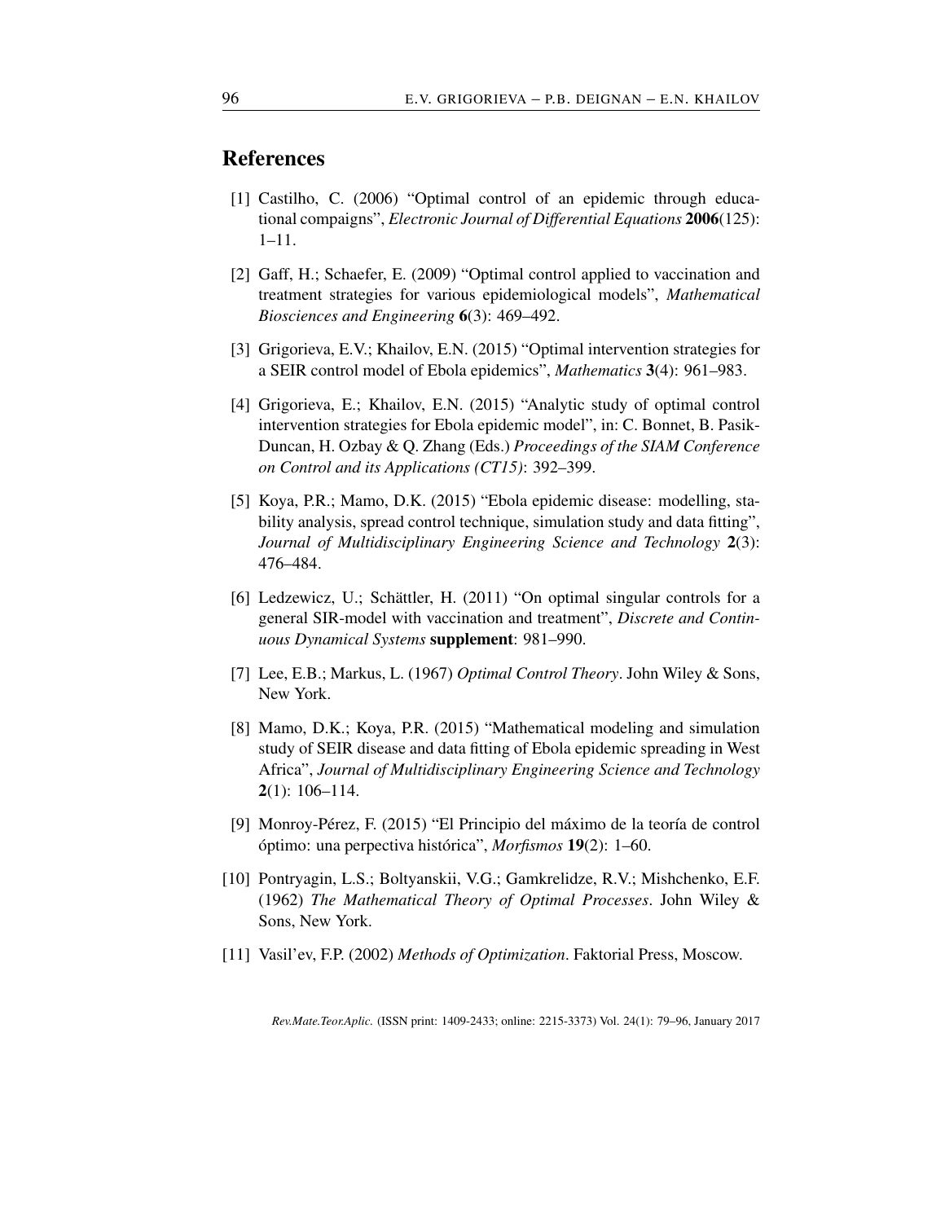## References

[1] Castilho, C. (2006) "Optimal control of an epidemic through educational compaigns", *Electronic Journal of Differential Equations* **2006**(125): 1–11.

[2] Gaff, H.; Schaefer, E. (2009) "Optimal control applied to vaccination and treatment strategies for various epidemiological models", *Mathematical Biosciences and Engineering* **6**(3): 469–492.

[3] Grigorieva, E.V.; Khailov, E.N. (2015) "Optimal intervention strategies for a SEIR control model of Ebola epidemics", *Mathematics* **3**(4): 961–983.

[4] Grigorieva, E.; Khailov, E.N. (2015) "Analytic study of optimal control intervention strategies for Ebola epidemic model", in: C. Bonnet, B. Pasik-Duncan, H. Ozbay & Q. Zhang (Eds.) *Proceedings of the SIAM Conference on Control and its Applications (CT15)*: 392–399.

[5] Koya, P.R.; Mamo, D.K. (2015) "Ebola epidemic disease: modelling, stability analysis, spread control technique, simulation study and data fitting", *Journal of Multidisciplinary Engineering Science and Technology* **2**(3): 476–484.

[6] Ledzewicz, U.; Schättler, H. (2011) "On optimal singular controls for a general SIR-model with vaccination and treatment", *Discrete and Continuous Dynamical Systems* **supplement**: 981–990.

[7] Lee, E.B.; Markus, L. (1967) *Optimal Control Theory*. John Wiley & Sons, New York.

[8] Mamo, D.K.; Koya, P.R. (2015) "Mathematical modeling and simulation study of SEIR disease and data fitting of Ebola epidemic spreading in West Africa", *Journal of Multidisciplinary Engineering Science and Technology* **2**(1): 106–114.

[9] Monroy-Pérez, F. (2015) "El Principio del máximo de la teoría de control óptimo: una perpectiva histórica", *Morfismos* **19**(2): 1–60.

[10] Pontryagin, L.S.; Boltyanskii, V.G.; Gamkrelidze, R.V.; Mishchenko, E.F. (1962) *The Mathematical Theory of Optimal Processes*. John Wiley & Sons, New York.

[11] Vasil'ev, F.P. (2002) *Methods of Optimization*. Faktorial Press, Moscow.